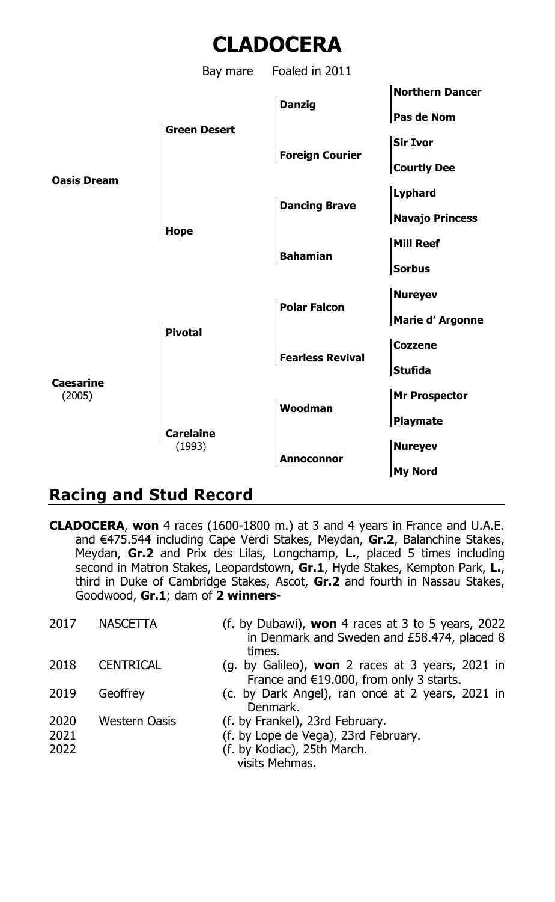# CLADOCERA

Bay mare Foaled in 2011

| | | | |
|---|---|---|---|
| **Oasis Dream** | **Green Desert** | **Danzig** | **Northern Dancer** |
| | | | **Pas de Nom** |
| | | **Foreign Courier** | **Sir Ivor** |
| | | | **Courtly Dee** |
| | **Hope** | **Dancing Brave** | **Lyphard** |
| | | | **Navajo Princess** |
| | | **Bahamian** | **Mill Reef** |
| | | | **Sorbus** |
| **Caesarine** (2005) | **Pivotal** | **Polar Falcon** | **Nureyev** |
| | | | **Marie d' Argonne** |
| | | **Fearless Revival** | **Cozzene** |
| | | | **Stufida** |
| | **Carelaine** (1993) | **Woodman** | **Mr Prospector** |
| | | | **Playmate** |
| | | **Annoconnor** | **Nureyev** |
| | | | **My Nord** |

## Racing and Stud Record

**CLADOCERA**, **won** 4 races (1600-1800 m.) at 3 and 4 years in France and U.A.E. and €475.544 including Cape Verdi Stakes, Meydan, **Gr.2**, Balanchine Stakes, Meydan, **Gr.2** and Prix des Lilas, Longchamp, **L.**, placed 5 times including second in Matron Stakes, Leopardstown, **Gr.1**, Hyde Stakes, Kempton Park, **L.**, third in Duke of Cambridge Stakes, Ascot, **Gr.2** and fourth in Nassau Stakes, Goodwood, **Gr.1**; dam of **2 winners**-

| | | |
|---|---|---|
| 2017 | NASCETTA | (f. by Dubawi), **won** 4 races at 3 to 5 years, 2022 in Denmark and Sweden and £58.474, placed 8 times. |
| 2018 | CENTRICAL | (g. by Galileo), **won** 2 races at 3 years, 2021 in France and €19.000, from only 3 starts. |
| 2019 | Geoffrey | (c. by Dark Angel), ran once at 2 years, 2021 in Denmark. |
| 2020 | Western Oasis | (f. by Frankel), 23rd February. |
| 2021 | | (f. by Lope de Vega), 23rd February. |
| 2022 | | (f. by Kodiac), 25th March. |
| | | visits Mehmas. |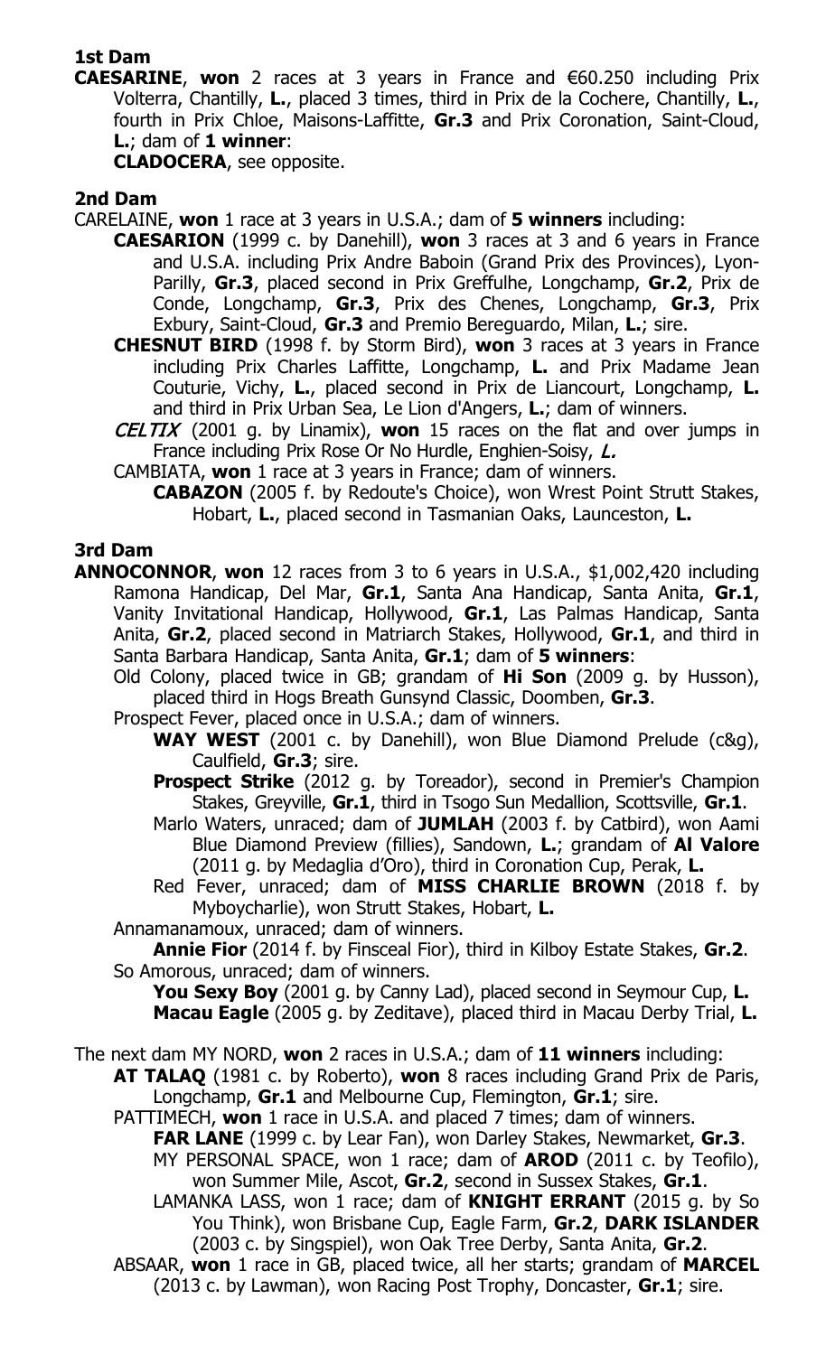## 1st Dam

**CAESARINE**, **won** 2 races at 3 years in France and €60.250 including Prix Volterra, Chantilly, **L.**, placed 3 times, third in Prix de la Cochere, Chantilly, **L.**, fourth in Prix Chloe, Maisons-Laffitte, **Gr.3** and Prix Coronation, Saint-Cloud, **L.**; dam of **1 winner**:

**CLADOCERA**, see opposite.

## 2nd Dam

CARELAINE, **won** 1 race at 3 years in U.S.A.; dam of **5 winners** including:

**CAESARION** (1999 c. by Danehill), **won** 3 races at 3 and 6 years in France and U.S.A. including Prix Andre Baboin (Grand Prix des Provinces), Lyon-Parilly, **Gr.3**, placed second in Prix Greffulhe, Longchamp, **Gr.2**, Prix de Conde, Longchamp, **Gr.3**, Prix des Chenes, Longchamp, **Gr.3**, Prix Exbury, Saint-Cloud, **Gr.3** and Premio Bereguardo, Milan, **L.**; sire.

**CHESNUT BIRD** (1998 f. by Storm Bird), **won** 3 races at 3 years in France including Prix Charles Laffitte, Longchamp, **L.** and Prix Madame Jean Couturie, Vichy, **L.**, placed second in Prix de Liancourt, Longchamp, **L.** and third in Prix Urban Sea, Le Lion d'Angers, **L.**; dam of winners.

*CELTIX* (2001 g. by Linamix), **won** 15 races on the flat and over jumps in France including Prix Rose Or No Hurdle, Enghien-Soisy, *L.*

CAMBIATA, **won** 1 race at 3 years in France; dam of winners.

**CABAZON** (2005 f. by Redoute's Choice), won Wrest Point Strutt Stakes, Hobart, **L.**, placed second in Tasmanian Oaks, Launceston, **L.**

## 3rd Dam

**ANNOCONNOR**, **won** 12 races from 3 to 6 years in U.S.A., $1,002,420 including Ramona Handicap, Del Mar, **Gr.1**, Santa Ana Handicap, Santa Anita, **Gr.1**, Vanity Invitational Handicap, Hollywood, **Gr.1**, Las Palmas Handicap, Santa Anita, **Gr.2**, placed second in Matriarch Stakes, Hollywood, **Gr.1**, and third in Santa Barbara Handicap, Santa Anita, **Gr.1**; dam of **5 winners**:

Old Colony, placed twice in GB; grandam of **Hi Son** (2009 g. by Husson), placed third in Hogs Breath Gunsynd Classic, Doomben, **Gr.3**.

Prospect Fever, placed once in U.S.A.; dam of winners.

**WAY WEST** (2001 c. by Danehill), won Blue Diamond Prelude (c&g), Caulfield, **Gr.3**; sire.

**Prospect Strike** (2012 g. by Toreador), second in Premier's Champion Stakes, Greyville, **Gr.1**, third in Tsogo Sun Medallion, Scottsville, **Gr.1**.

Marlo Waters, unraced; dam of **JUMLAH** (2003 f. by Catbird), won Aami Blue Diamond Preview (fillies), Sandown, **L.**; grandam of **Al Valore** (2011 g. by Medaglia d'Oro), third in Coronation Cup, Perak, **L.**

Red Fever, unraced; dam of **MISS CHARLIE BROWN** (2018 f. by Myboycharlie), won Strutt Stakes, Hobart, **L.**

Annamanamoux, unraced; dam of winners.

**Annie Fior** (2014 f. by Finsceal Fior), third in Kilboy Estate Stakes, **Gr.2**.

So Amorous, unraced; dam of winners.

**You Sexy Boy** (2001 g. by Canny Lad), placed second in Seymour Cup, **L.**

**Macau Eagle** (2005 g. by Zeditave), placed third in Macau Derby Trial, **L.**

The next dam MY NORD, **won** 2 races in U.S.A.; dam of **11 winners** including:

**AT TALAQ** (1981 c. by Roberto), **won** 8 races including Grand Prix de Paris, Longchamp, **Gr.1** and Melbourne Cup, Flemington, **Gr.1**; sire.

PATTIMECH, **won** 1 race in U.S.A. and placed 7 times; dam of winners.

**FAR LANE** (1999 c. by Lear Fan), won Darley Stakes, Newmarket, **Gr.3**.

MY PERSONAL SPACE, won 1 race; dam of **AROD** (2011 c. by Teofilo), won Summer Mile, Ascot, **Gr.2**, second in Sussex Stakes, **Gr.1**.

LAMANKA LASS, won 1 race; dam of **KNIGHT ERRANT** (2015 g. by So You Think), won Brisbane Cup, Eagle Farm, **Gr.2**, **DARK ISLANDER** (2003 c. by Singspiel), won Oak Tree Derby, Santa Anita, **Gr.2**.

ABSAAR, **won** 1 race in GB, placed twice, all her starts; grandam of **MARCEL** (2013 c. by Lawman), won Racing Post Trophy, Doncaster, **Gr.1**; sire.